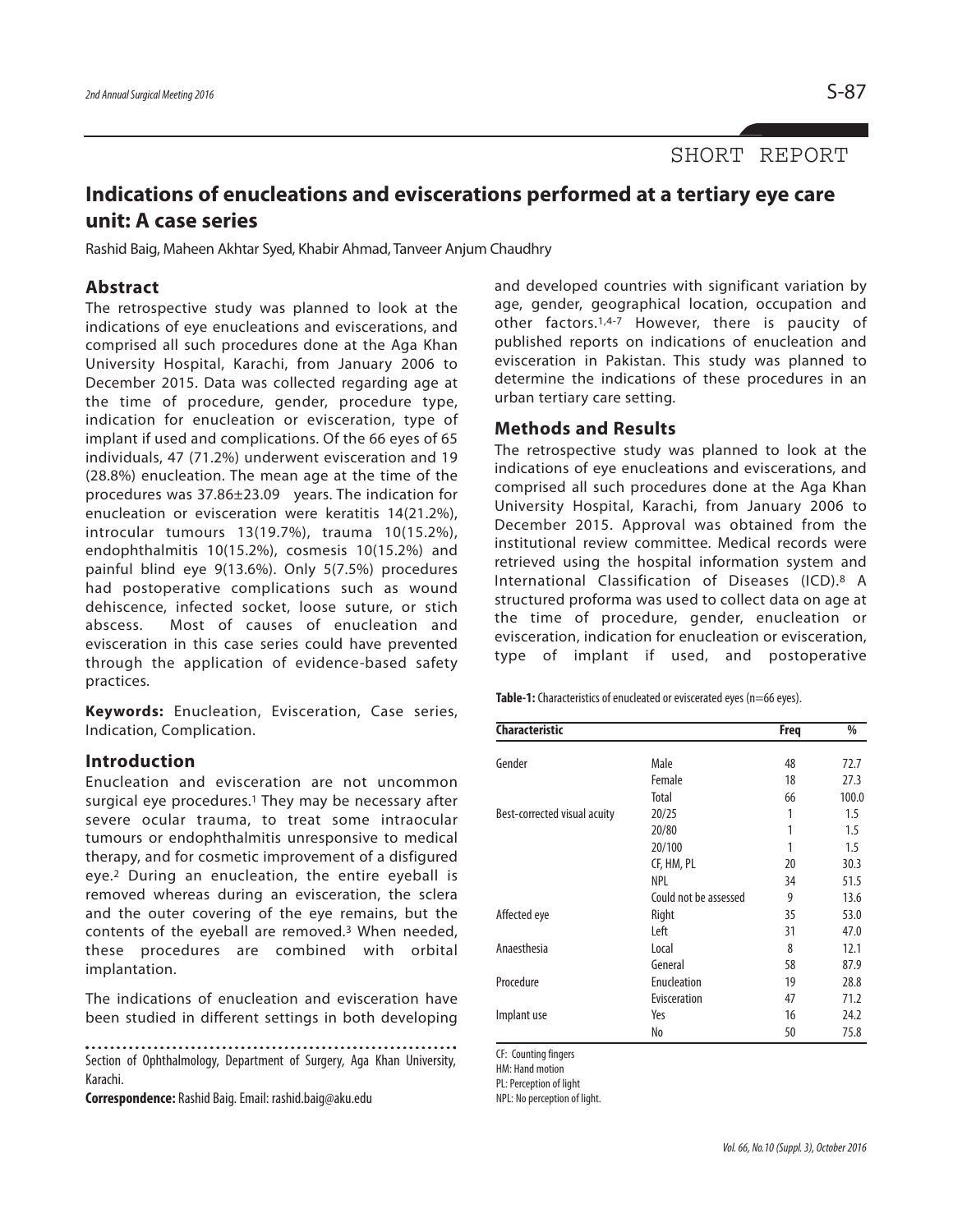SHORT REPORT

# Indications of enucleations and eviscerations performed at a tertiary eye care unit: A case series

Rashid Baig, Maheen Akhtar Syed, Khabir Ahmad, Tanveer Anjum Chaudhry

## Abstract

The retrospective study was planned to look at the indications of eye enucleations and eviscerations, and comprised all such procedures done at the Aga Khan University Hospital, Karachi, from January 2006 to December 2015. Data was collected regarding age at the time of procedure, gender, procedure type, indication for enucleation or evisceration, type of implant if used and complications. Of the 66 eyes of 65 individuals, 47 (71.2%) underwent evisceration and 19 (28.8%) enucleation. The mean age at the time of the procedures was 37.86±23.09 years. The indication for enucleation or evisceration were keratitis 14(21.2%), introcular tumours 13(19.7%), trauma 10(15.2%), endophthalmitis 10(15.2%), cosmesis 10(15.2%) and painful blind eye 9(13.6%). Only 5(7.5%) procedures had postoperative complications such as wound dehiscence, infected socket, loose suture, or stich abscess. Most of causes of enucleation and evisceration in this case series could have prevented through the application of evidence-based safety practices.

**Keywords:** Enucleation, Evisceration, Case series, Indication, Complication.

## Introduction

Enucleation and evisceration are not uncommon surgical eye procedures.[1] They may be necessary after severe ocular trauma, to treat some intraocular tumours or endophthalmitis unresponsive to medical therapy, and for cosmetic improvement of a disfigured eye.[2] During an enucleation, the entire eyeball is removed whereas during an evisceration, the sclera and the outer covering of the eye remains, but the contents of the eyeball are removed.[3] When needed, these procedures are combined with orbital implantation.

The indications of enucleation and evisceration have been studied in different settings in both developing and developed countries with significant variation by age, gender, geographical location, occupation and other factors.[1,4-7] However, there is paucity of published reports on indications of enucleation and evisceration in Pakistan. This study was planned to determine the indications of these procedures in an urban tertiary care setting.

Section of Ophthalmology, Department of Surgery, Aga Khan University, Karachi.

**Correspondence:** Rashid Baig. Email: rashid.baig@aku.edu

## Methods and Results

The retrospective study was planned to look at the indications of eye enucleations and eviscerations, and comprised all such procedures done at the Aga Khan University Hospital, Karachi, from January 2006 to December 2015. Approval was obtained from the institutional review committee. Medical records were retrieved using the hospital information system and International Classification of Diseases (ICD).[8] A structured proforma was used to collect data on age at the time of procedure, gender, enucleation or evisceration, indication for enucleation or evisceration, type of implant if used, and postoperative

**Table-1:** Characteristics of enucleated or eviscerated eyes (n=66 eyes).

| Characteristic | | Freq | % |
|---|---|---|---|
| Gender | Male | 48 | 72.7 |
| | Female | 18 | 27.3 |
| | Total | 66 | 100.0 |
| Best-corrected visual acuity | 20/25 | 1 | 1.5 |
| | 20/80 | 1 | 1.5 |
| | 20/100 | 1 | 1.5 |
| | CF, HM, PL | 20 | 30.3 |
| | NPL | 34 | 51.5 |
| | Could not be assessed | 9 | 13.6 |
| Affected eye | Right | 35 | 53.0 |
| | Left | 31 | 47.0 |
| Anaesthesia | Local | 8 | 12.1 |
| | General | 58 | 87.9 |
| Procedure | Enucleation | 19 | 28.8 |
| | Evisceration | 47 | 71.2 |
| Implant use | Yes | 16 | 24.2 |
| | No | 50 | 75.8 |

CF: Counting fingers
HM: Hand motion
PL: Perception of light
NPL: No perception of light.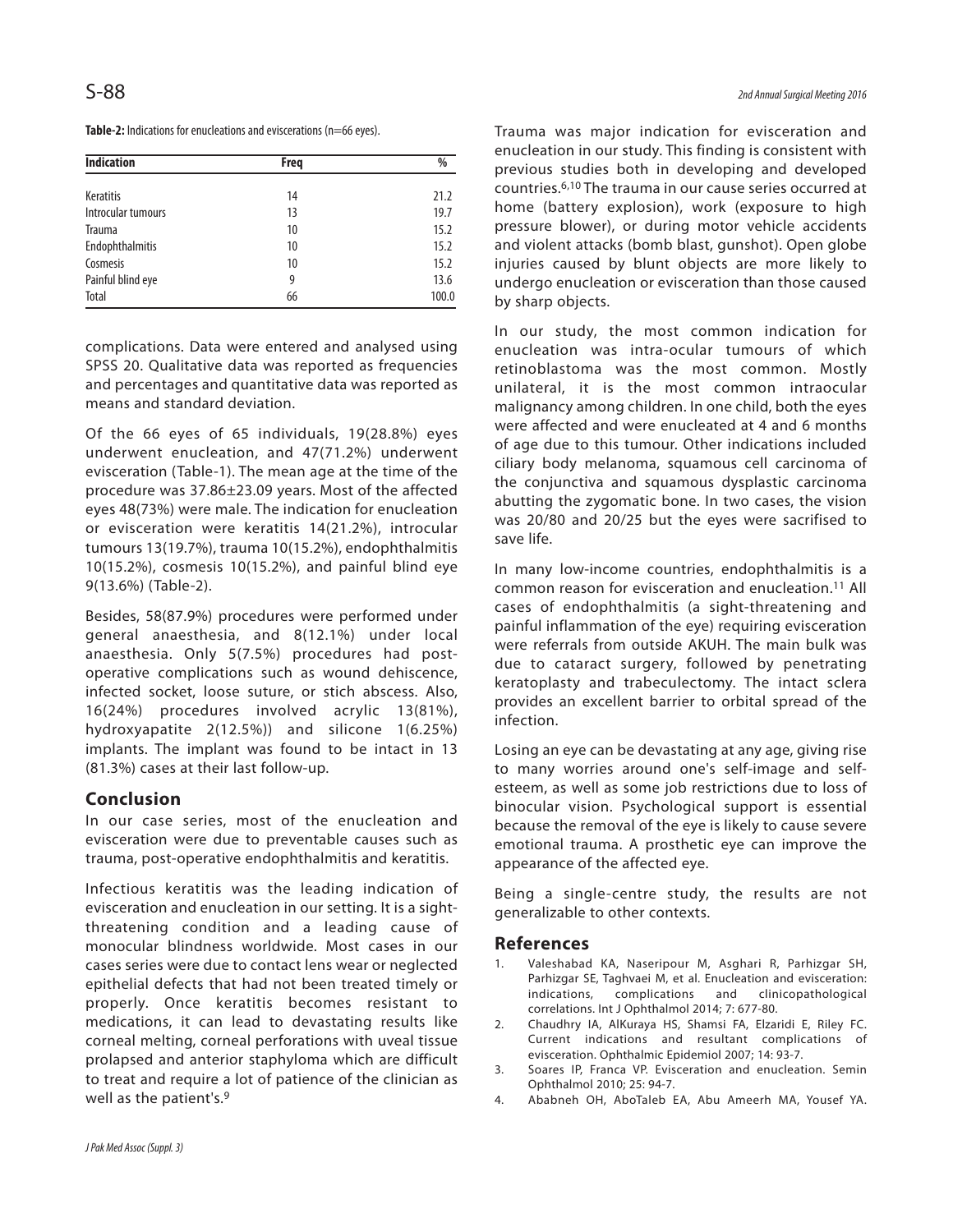**Table-2:** Indications for enucleations and eviscerations (n=66 eyes).

| Indication | Freq | % |
|---|---|---|
| Keratitis | 14 | 21.2 |
| Introcular tumours | 13 | 19.7 |
| Trauma | 10 | 15.2 |
| Endophthalmitis | 10 | 15.2 |
| Cosmesis | 10 | 15.2 |
| Painful blind eye | 9 | 13.6 |
| Total | 66 | 100.0 |

complications. Data were entered and analysed using SPSS 20. Qualitative data was reported as frequencies and percentages and quantitative data was reported as means and standard deviation.

Of the 66 eyes of 65 individuals, 19(28.8%) eyes underwent enucleation, and 47(71.2%) underwent evisceration (Table-1). The mean age at the time of the procedure was 37.86±23.09 years. Most of the affected eyes 48(73%) were male. The indication for enucleation or evisceration were keratitis 14(21.2%), introcular tumours 13(19.7%), trauma 10(15.2%), endophthalmitis 10(15.2%), cosmesis 10(15.2%), and painful blind eye 9(13.6%) (Table-2).

Besides, 58(87.9%) procedures were performed under general anaesthesia, and 8(12.1%) under local anaesthesia. Only 5(7.5%) procedures had post-operative complications such as wound dehiscence, infected socket, loose suture, or stich abscess. Also, 16(24%) procedures involved acrylic 13(81%), hydroxyapatite 2(12.5%)) and silicone 1(6.25%) implants. The implant was found to be intact in 13 (81.3%) cases at their last follow-up.

## Conclusion

In our case series, most of the enucleation and evisceration were due to preventable causes such as trauma, post-operative endophthalmitis and keratitis.

Infectious keratitis was the leading indication of evisceration and enucleation in our setting. It is a sight-threatening condition and a leading cause of monocular blindness worldwide. Most cases in our cases series were due to contact lens wear or neglected epithelial defects that had not been treated timely or properly. Once keratitis becomes resistant to medications, it can lead to devastating results like corneal melting, corneal perforations with uveal tissue prolapsed and anterior staphyloma which are difficult to treat and require a lot of patience of the clinician as well as the patient's.[9]

Trauma was major indication for evisceration and enucleation in our study. This finding is consistent with previous studies both in developing and developed countries.[6,10] The trauma in our cause series occurred at home (battery explosion), work (exposure to high pressure blower), or during motor vehicle accidents and violent attacks (bomb blast, gunshot). Open globe injuries caused by blunt objects are more likely to undergo enucleation or evisceration than those caused by sharp objects.

In our study, the most common indication for enucleation was intra-ocular tumours of which retinoblastoma was the most common. Mostly unilateral, it is the most common intraocular malignancy among children. In one child, both the eyes were affected and were enucleated at 4 and 6 months of age due to this tumour. Other indications included ciliary body melanoma, squamous cell carcinoma of the conjunctiva and squamous dysplastic carcinoma abutting the zygomatic bone. In two cases, the vision was 20/80 and 20/25 but the eyes were sacrifised to save life.

In many low-income countries, endophthalmitis is a common reason for evisceration and enucleation.[11] All cases of endophthalmitis (a sight-threatening and painful inflammation of the eye) requiring evisceration were referrals from outside AKUH. The main bulk was due to cataract surgery, followed by penetrating keratoplasty and trabeculectomy. The intact sclera provides an excellent barrier to orbital spread of the infection.

Losing an eye can be devastating at any age, giving rise to many worries around one's self-image and self-esteem, as well as some job restrictions due to loss of binocular vision. Psychological support is essential because the removal of the eye is likely to cause severe emotional trauma. A prosthetic eye can improve the appearance of the affected eye.

Being a single-centre study, the results are not generalizable to other contexts.

## References

1. Valeshabad KA, Naseripour M, Asghari R, Parhizgar SH, Parhizgar SE, Taghvaei M, et al. Enucleation and evisceration: indications, complications and clinicopathological correlations. Int J Ophthalmol 2014; 7: 677-80.
2. Chaudhry IA, AlKuraya HS, Shamsi FA, Elzaridi E, Riley FC. Current indications and resultant complications of evisceration. Ophthalmic Epidemiol 2007; 14: 93-7.
3. Soares IP, Franca VP. Evisceration and enucleation. Semin Ophthalmol 2010; 25: 94-7.
4. Ababneh OH, AboTaleb EA, Abu Ameerh MA, Yousef YA.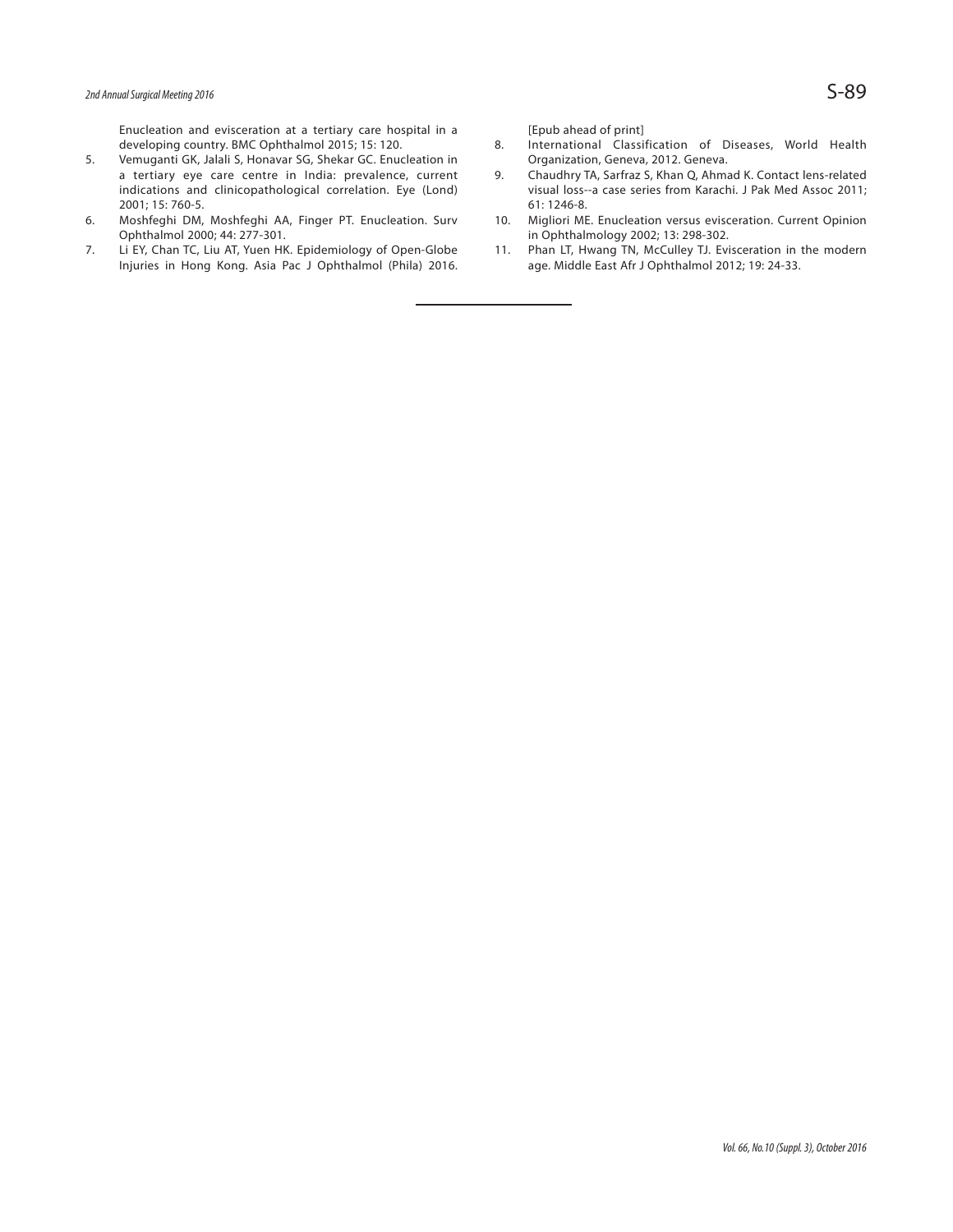Enucleation and evisceration at a tertiary care hospital in a developing country. BMC Ophthalmol 2015; 15: 120.

5. Vemuganti GK, Jalali S, Honavar SG, Shekar GC. Enucleation in a tertiary eye care centre in India: prevalence, current indications and clinicopathological correlation. Eye (Lond) 2001; 15: 760-5.
6. Moshfeghi DM, Moshfeghi AA, Finger PT. Enucleation. Surv Ophthalmol 2000; 44: 277-301.
7. Li EY, Chan TC, Liu AT, Yuen HK. Epidemiology of Open-Globe Injuries in Hong Kong. Asia Pac J Ophthalmol (Phila) 2016. [Epub ahead of print]
8. International Classification of Diseases, World Health Organization, Geneva, 2012. Geneva.
9. Chaudhry TA, Sarfraz S, Khan Q, Ahmad K. Contact lens-related visual loss--a case series from Karachi. J Pak Med Assoc 2011; 61: 1246-8.
10. Migliori ME. Enucleation versus evisceration. Current Opinion in Ophthalmology 2002; 13: 298-302.
11. Phan LT, Hwang TN, McCulley TJ. Evisceration in the modern age. Middle East Afr J Ophthalmol 2012; 19: 24-33.